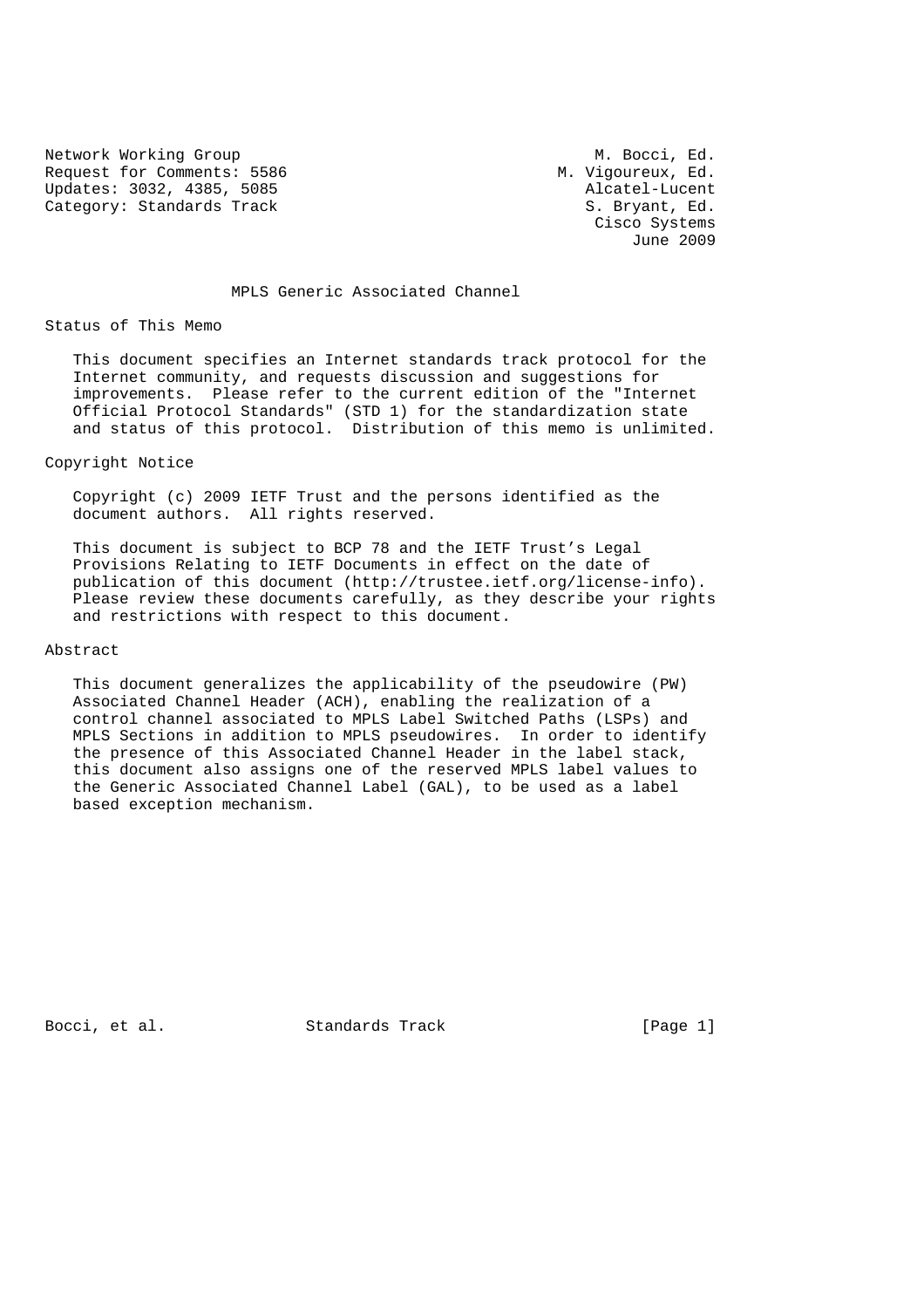Network Working Group M. Bocci, Ed.
Request for Comments: 5586 M. Vigoureux, Ed.
Updates: 3032, 4385, 5085 Alcatel-Lucent
Category: Standards Track S. Bryant, Ed.
Cisco Systems
June 2009

# MPLS Generic Associated Channel

## Status of This Memo

This document specifies an Internet standards track protocol for the Internet community, and requests discussion and suggestions for improvements. Please refer to the current edition of the "Internet Official Protocol Standards" (STD 1) for the standardization state and status of this protocol. Distribution of this memo is unlimited.

## Copyright Notice

Copyright (c) 2009 IETF Trust and the persons identified as the document authors. All rights reserved.

This document is subject to BCP 78 and the IETF Trust's Legal Provisions Relating to IETF Documents in effect on the date of publication of this document (http://trustee.ietf.org/license-info). Please review these documents carefully, as they describe your rights and restrictions with respect to this document.

## Abstract

This document generalizes the applicability of the pseudowire (PW) Associated Channel Header (ACH), enabling the realization of a control channel associated to MPLS Label Switched Paths (LSPs) and MPLS Sections in addition to MPLS pseudowires. In order to identify the presence of this Associated Channel Header in the label stack, this document also assigns one of the reserved MPLS label values to the Generic Associated Channel Label (GAL), to be used as a label based exception mechanism.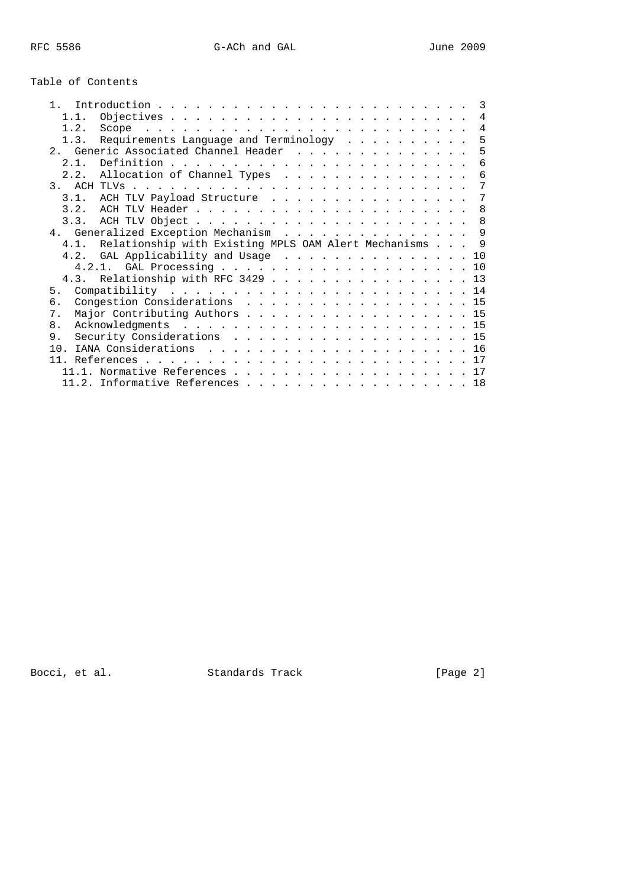## Table of Contents

```
   1.  Introduction . . . . . . . . . . . . . . . . . . . . . . . . .  3
     1.1.  Objectives . . . . . . . . . . . . . . . . . . . . . . . .  4
     1.2.  Scope  . . . . . . . . . . . . . . . . . . . . . . . . . .  4
     1.3.  Requirements Language and Terminology  . . . . . . . . . .  5
   2.  Generic Associated Channel Header  . . . . . . . . . . . . . .  5
     2.1.  Definition . . . . . . . . . . . . . . . . . . . . . . . .  6
     2.2.  Allocation of Channel Types  . . . . . . . . . . . . . . .  6
   3.  ACH TLVs . . . . . . . . . . . . . . . . . . . . . . . . . . .  7
     3.1.  ACH TLV Payload Structure  . . . . . . . . . . . . . . . .  7
     3.2.  ACH TLV Header . . . . . . . . . . . . . . . . . . . . . .  8
     3.3.  ACH TLV Object . . . . . . . . . . . . . . . . . . . . . .  8
   4.  Generalized Exception Mechanism  . . . . . . . . . . . . . . .  9
     4.1.  Relationship with Existing MPLS OAM Alert Mechanisms . . .  9
     4.2.  GAL Applicability and Usage  . . . . . . . . . . . . . . . 10
       4.2.1.  GAL Processing . . . . . . . . . . . . . . . . . . . . 10
     4.3.  Relationship with RFC 3429 . . . . . . . . . . . . . . . . 13
   5.  Compatibility  . . . . . . . . . . . . . . . . . . . . . . . . 14
   6.  Congestion Considerations  . . . . . . . . . . . . . . . . . . 15
   7.  Major Contributing Authors . . . . . . . . . . . . . . . . . . 15
   8.  Acknowledgments  . . . . . . . . . . . . . . . . . . . . . . . 15
   9.  Security Considerations  . . . . . . . . . . . . . . . . . . . 15
   10. IANA Considerations  . . . . . . . . . . . . . . . . . . . . . 16
   11. References . . . . . . . . . . . . . . . . . . . . . . . . . . 17
     11.1. Normative References . . . . . . . . . . . . . . . . . . . 17
     11.2. Informative References . . . . . . . . . . . . . . . . . . 18
```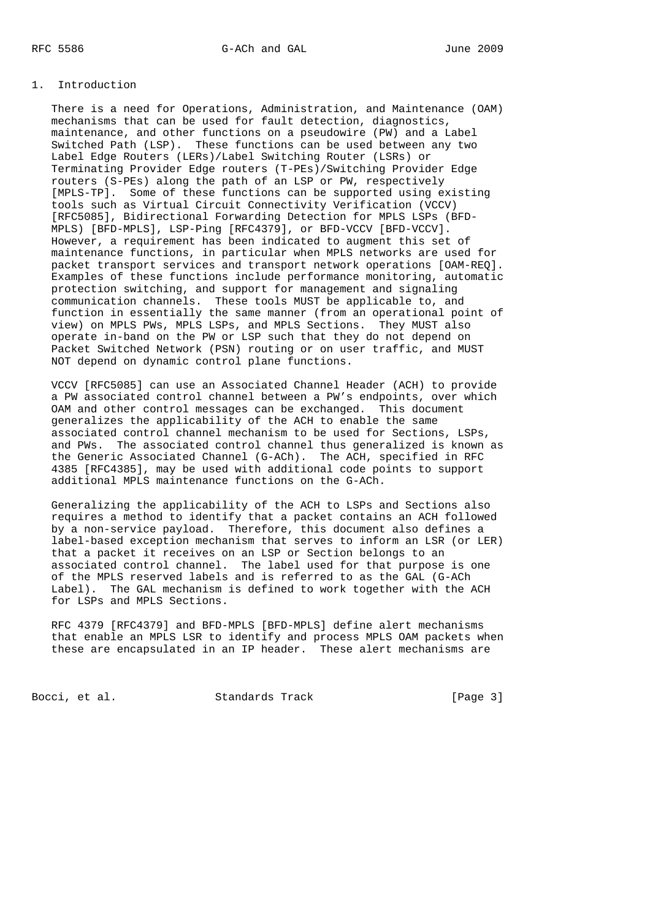## 1. Introduction

There is a need for Operations, Administration, and Maintenance (OAM) mechanisms that can be used for fault detection, diagnostics, maintenance, and other functions on a pseudowire (PW) and a Label Switched Path (LSP). These functions can be used between any two Label Edge Routers (LERs)/Label Switching Router (LSRs) or Terminating Provider Edge routers (T-PEs)/Switching Provider Edge routers (S-PEs) along the path of an LSP or PW, respectively [MPLS-TP]. Some of these functions can be supported using existing tools such as Virtual Circuit Connectivity Verification (VCCV) [RFC5085], Bidirectional Forwarding Detection for MPLS LSPs (BFD-MPLS) [BFD-MPLS], LSP-Ping [RFC4379], or BFD-VCCV [BFD-VCCV]. However, a requirement has been indicated to augment this set of maintenance functions, in particular when MPLS networks are used for packet transport services and transport network operations [OAM-REQ]. Examples of these functions include performance monitoring, automatic protection switching, and support for management and signaling communication channels. These tools MUST be applicable to, and function in essentially the same manner (from an operational point of view) on MPLS PWs, MPLS LSPs, and MPLS Sections. They MUST also operate in-band on the PW or LSP such that they do not depend on Packet Switched Network (PSN) routing or on user traffic, and MUST NOT depend on dynamic control plane functions.

VCCV [RFC5085] can use an Associated Channel Header (ACH) to provide a PW associated control channel between a PW's endpoints, over which OAM and other control messages can be exchanged. This document generalizes the applicability of the ACH to enable the same associated control channel mechanism to be used for Sections, LSPs, and PWs. The associated control channel thus generalized is known as the Generic Associated Channel (G-ACh). The ACH, specified in RFC 4385 [RFC4385], may be used with additional code points to support additional MPLS maintenance functions on the G-ACh.

Generalizing the applicability of the ACH to LSPs and Sections also requires a method to identify that a packet contains an ACH followed by a non-service payload. Therefore, this document also defines a label-based exception mechanism that serves to inform an LSR (or LER) that a packet it receives on an LSP or Section belongs to an associated control channel. The label used for that purpose is one of the MPLS reserved labels and is referred to as the GAL (G-ACh Label). The GAL mechanism is defined to work together with the ACH for LSPs and MPLS Sections.

RFC 4379 [RFC4379] and BFD-MPLS [BFD-MPLS] define alert mechanisms that enable an MPLS LSR to identify and process MPLS OAM packets when these are encapsulated in an IP header. These alert mechanisms are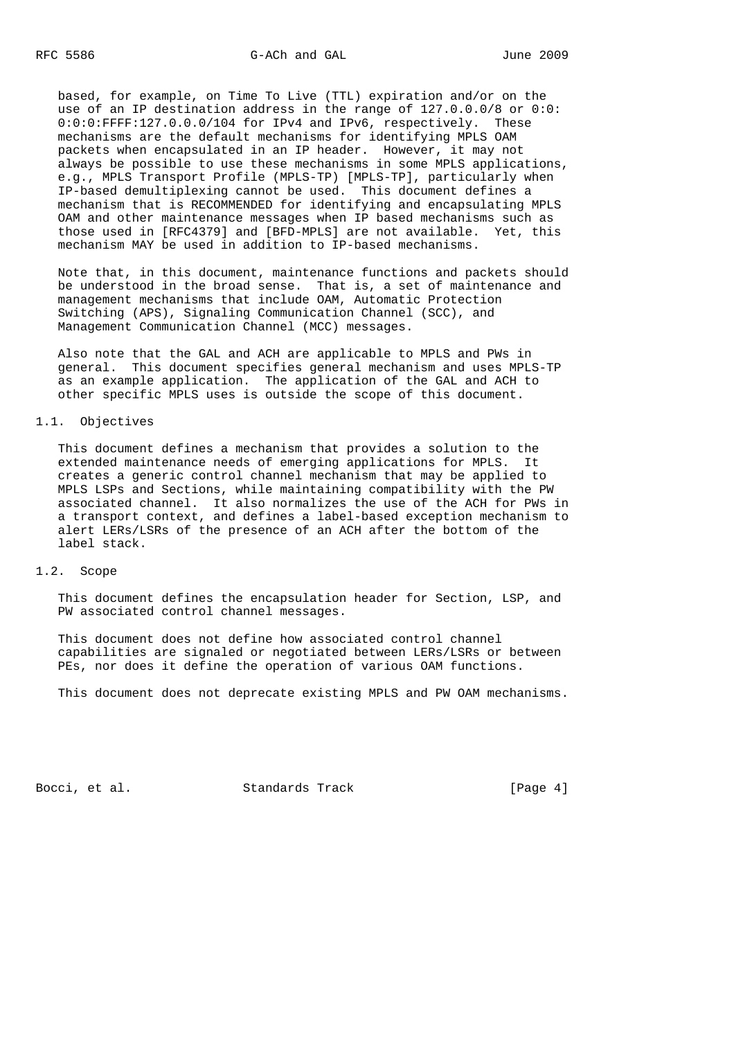based, for example, on Time To Live (TTL) expiration and/or on the use of an IP destination address in the range of 127.0.0.0/8 or 0:0:0:0:FFFF:127.0.0.0/104 for IPv4 and IPv6, respectively. These mechanisms are the default mechanisms for identifying MPLS OAM packets when encapsulated in an IP header. However, it may not always be possible to use these mechanisms in some MPLS applications, e.g., MPLS Transport Profile (MPLS-TP) [MPLS-TP], particularly when IP-based demultiplexing cannot be used. This document defines a mechanism that is RECOMMENDED for identifying and encapsulating MPLS OAM and other maintenance messages when IP based mechanisms such as those used in [RFC4379] and [BFD-MPLS] are not available. Yet, this mechanism MAY be used in addition to IP-based mechanisms.

Note that, in this document, maintenance functions and packets should be understood in the broad sense. That is, a set of maintenance and management mechanisms that include OAM, Automatic Protection Switching (APS), Signaling Communication Channel (SCC), and Management Communication Channel (MCC) messages.

Also note that the GAL and ACH are applicable to MPLS and PWs in general. This document specifies general mechanism and uses MPLS-TP as an example application. The application of the GAL and ACH to other specific MPLS uses is outside the scope of this document.

## 1.1. Objectives

This document defines a mechanism that provides a solution to the extended maintenance needs of emerging applications for MPLS. It creates a generic control channel mechanism that may be applied to MPLS LSPs and Sections, while maintaining compatibility with the PW associated channel. It also normalizes the use of the ACH for PWs in a transport context, and defines a label-based exception mechanism to alert LERs/LSRs of the presence of an ACH after the bottom of the label stack.

## 1.2. Scope

This document defines the encapsulation header for Section, LSP, and PW associated control channel messages.

This document does not define how associated control channel capabilities are signaled or negotiated between LERs/LSRs or between PEs, nor does it define the operation of various OAM functions.

This document does not deprecate existing MPLS and PW OAM mechanisms.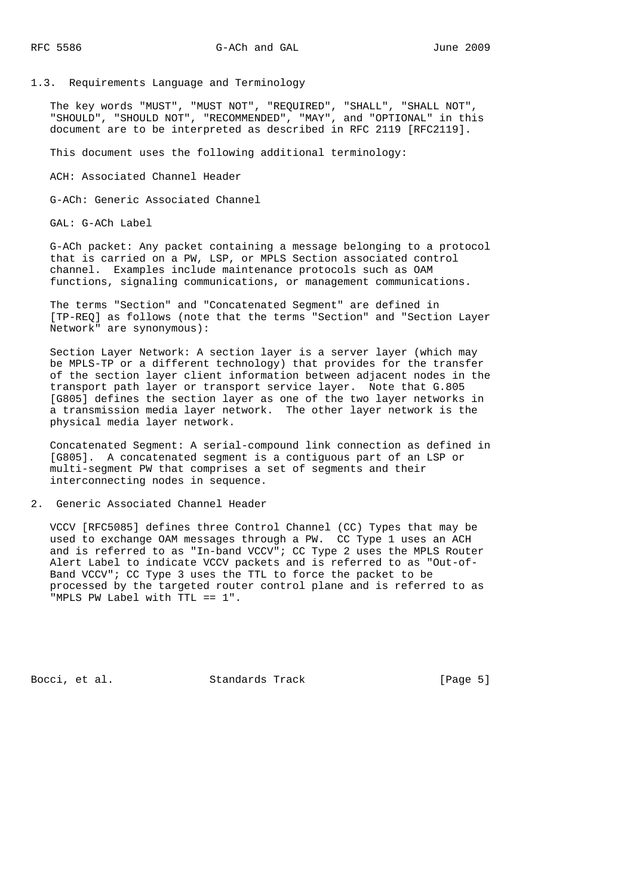### 1.3. Requirements Language and Terminology

The key words "MUST", "MUST NOT", "REQUIRED", "SHALL", "SHALL NOT", "SHOULD", "SHOULD NOT", "RECOMMENDED", "MAY", and "OPTIONAL" in this document are to be interpreted as described in RFC 2119 [RFC2119].

This document uses the following additional terminology:

ACH: Associated Channel Header

G-ACh: Generic Associated Channel

GAL: G-ACh Label

G-ACh packet: Any packet containing a message belonging to a protocol that is carried on a PW, LSP, or MPLS Section associated control channel. Examples include maintenance protocols such as OAM functions, signaling communications, or management communications.

The terms "Section" and "Concatenated Segment" are defined in [TP-REQ] as follows (note that the terms "Section" and "Section Layer Network" are synonymous):

Section Layer Network: A section layer is a server layer (which may be MPLS-TP or a different technology) that provides for the transfer of the section layer client information between adjacent nodes in the transport path layer or transport service layer. Note that G.805 [G805] defines the section layer as one of the two layer networks in a transmission media layer network. The other layer network is the physical media layer network.

Concatenated Segment: A serial-compound link connection as defined in [G805]. A concatenated segment is a contiguous part of an LSP or multi-segment PW that comprises a set of segments and their interconnecting nodes in sequence.

## 2. Generic Associated Channel Header

VCCV [RFC5085] defines three Control Channel (CC) Types that may be used to exchange OAM messages through a PW. CC Type 1 uses an ACH and is referred to as "In-band VCCV"; CC Type 2 uses the MPLS Router Alert Label to indicate VCCV packets and is referred to as "Out-of-Band VCCV"; CC Type 3 uses the TTL to force the packet to be processed by the targeted router control plane and is referred to as "MPLS PW Label with TTL == 1".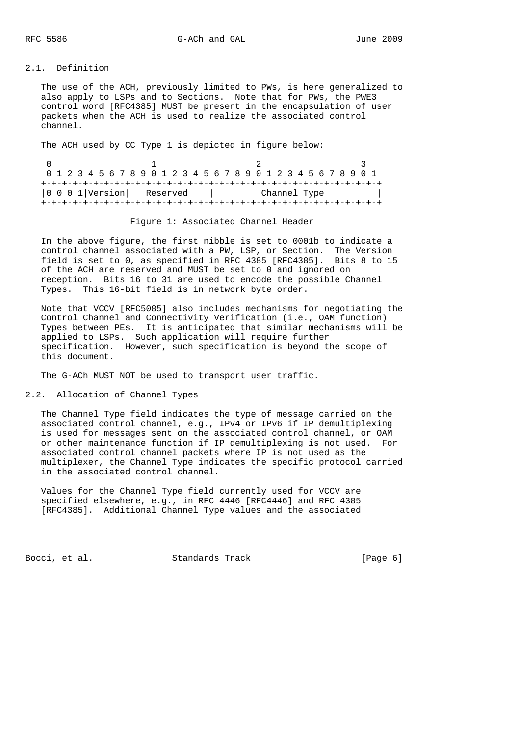### 2.1. Definition

The use of the ACH, previously limited to PWs, is here generalized to also apply to LSPs and to Sections. Note that for PWs, the PWE3 control word [RFC4385] MUST be present in the encapsulation of user packets when the ACH is used to realize the associated control channel.

The ACH used by CC Type 1 is depicted in figure below:

```
 0                   1                   2                   3
 0 1 2 3 4 5 6 7 8 9 0 1 2 3 4 5 6 7 8 9 0 1 2 3 4 5 6 7 8 9 0 1
+-+-+-+-+-+-+-+-+-+-+-+-+-+-+-+-+-+-+-+-+-+-+-+-+-+-+-+-+-+-+-+-+
|0 0 0 1|Version|   Reserved    |         Channel Type          |
+-+-+-+-+-+-+-+-+-+-+-+-+-+-+-+-+-+-+-+-+-+-+-+-+-+-+-+-+-+-+-+-+
```

Figure 1: Associated Channel Header

In the above figure, the first nibble is set to 0001b to indicate a control channel associated with a PW, LSP, or Section. The Version field is set to 0, as specified in RFC 4385 [RFC4385]. Bits 8 to 15 of the ACH are reserved and MUST be set to 0 and ignored on reception. Bits 16 to 31 are used to encode the possible Channel Types. This 16-bit field is in network byte order.

Note that VCCV [RFC5085] also includes mechanisms for negotiating the Control Channel and Connectivity Verification (i.e., OAM function) Types between PEs. It is anticipated that similar mechanisms will be applied to LSPs. Such application will require further specification. However, such specification is beyond the scope of this document.

The G-ACh MUST NOT be used to transport user traffic.

### 2.2. Allocation of Channel Types

The Channel Type field indicates the type of message carried on the associated control channel, e.g., IPv4 or IPv6 if IP demultiplexing is used for messages sent on the associated control channel, or OAM or other maintenance function if IP demultiplexing is not used. For associated control channel packets where IP is not used as the multiplexer, the Channel Type indicates the specific protocol carried in the associated control channel.

Values for the Channel Type field currently used for VCCV are specified elsewhere, e.g., in RFC 4446 [RFC4446] and RFC 4385 [RFC4385]. Additional Channel Type values and the associated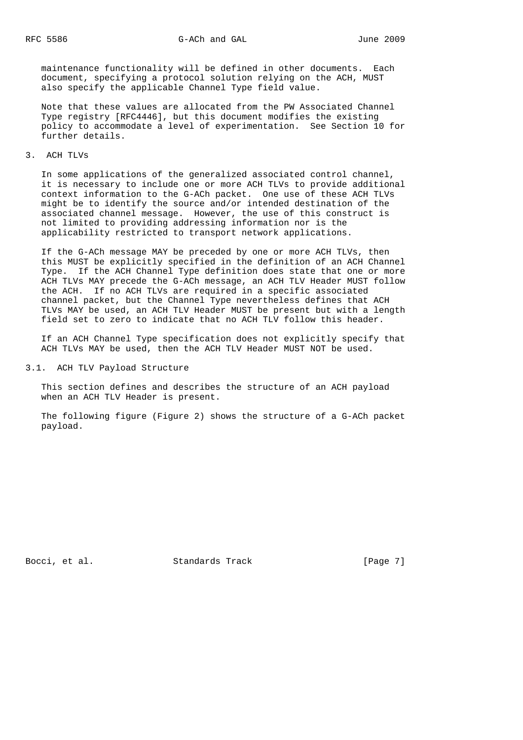maintenance functionality will be defined in other documents. Each document, specifying a protocol solution relying on the ACH, MUST also specify the applicable Channel Type field value.

Note that these values are allocated from the PW Associated Channel Type registry [RFC4446], but this document modifies the existing policy to accommodate a level of experimentation. See Section 10 for further details.

## 3. ACH TLVs

In some applications of the generalized associated control channel, it is necessary to include one or more ACH TLVs to provide additional context information to the G-ACh packet. One use of these ACH TLVs might be to identify the source and/or intended destination of the associated channel message. However, the use of this construct is not limited to providing addressing information nor is the applicability restricted to transport network applications.

If the G-ACh message MAY be preceded by one or more ACH TLVs, then this MUST be explicitly specified in the definition of an ACH Channel Type. If the ACH Channel Type definition does state that one or more ACH TLVs MAY precede the G-ACh message, an ACH TLV Header MUST follow the ACH. If no ACH TLVs are required in a specific associated channel packet, but the Channel Type nevertheless defines that ACH TLVs MAY be used, an ACH TLV Header MUST be present but with a length field set to zero to indicate that no ACH TLV follow this header.

If an ACH Channel Type specification does not explicitly specify that ACH TLVs MAY be used, then the ACH TLV Header MUST NOT be used.

### 3.1. ACH TLV Payload Structure

This section defines and describes the structure of an ACH payload when an ACH TLV Header is present.

The following figure (Figure 2) shows the structure of a G-ACh packet payload.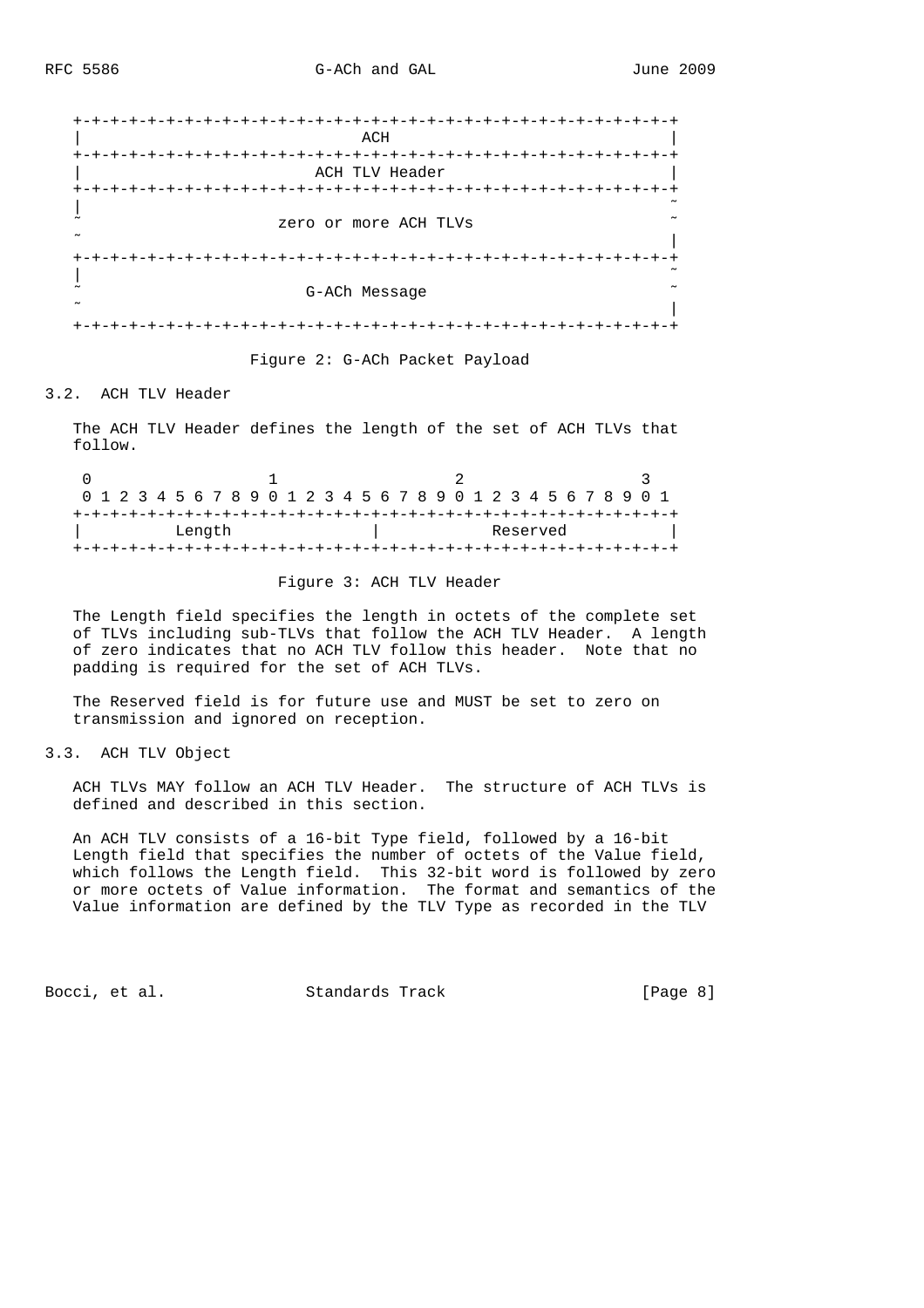```
+-+-+-+-+-+-+-+-+-+-+-+-+-+-+-+-+-+-+-+-+-+-+-+-+-+-+-+-+-+-+-+-+
|                              ACH                              |
+-+-+-+-+-+-+-+-+-+-+-+-+-+-+-+-+-+-+-+-+-+-+-+-+-+-+-+-+-+-+-+-+
|                         ACH TLV Header                        |
+-+-+-+-+-+-+-+-+-+-+-+-+-+-+-+-+-+-+-+-+-+-+-+-+-+-+-+-+-+-+-+-+
|                                                               ~
~                     zero or more ACH TLVs                     ~
~                                                               |
+-+-+-+-+-+-+-+-+-+-+-+-+-+-+-+-+-+-+-+-+-+-+-+-+-+-+-+-+-+-+-+-+
|                                                               ~
~                         G-ACh Message                         ~
~                                                               |
+-+-+-+-+-+-+-+-+-+-+-+-+-+-+-+-+-+-+-+-+-+-+-+-+-+-+-+-+-+-+-+-+
```

Figure 2: G-ACh Packet Payload

### 3.2. ACH TLV Header

The ACH TLV Header defines the length of the set of ACH TLVs that follow.

```
 0                   1                   2                   3
 0 1 2 3 4 5 6 7 8 9 0 1 2 3 4 5 6 7 8 9 0 1 2 3 4 5 6 7 8 9 0 1
+-+-+-+-+-+-+-+-+-+-+-+-+-+-+-+-+-+-+-+-+-+-+-+-+-+-+-+-+-+-+-+-+
|          Length               |            Reserved           |
+-+-+-+-+-+-+-+-+-+-+-+-+-+-+-+-+-+-+-+-+-+-+-+-+-+-+-+-+-+-+-+-+
```

Figure 3: ACH TLV Header

The Length field specifies the length in octets of the complete set of TLVs including sub-TLVs that follow the ACH TLV Header. A length of zero indicates that no ACH TLV follow this header. Note that no padding is required for the set of ACH TLVs.

The Reserved field is for future use and MUST be set to zero on transmission and ignored on reception.

### 3.3. ACH TLV Object

ACH TLVs MAY follow an ACH TLV Header. The structure of ACH TLVs is defined and described in this section.

An ACH TLV consists of a 16-bit Type field, followed by a 16-bit Length field that specifies the number of octets of the Value field, which follows the Length field. This 32-bit word is followed by zero or more octets of Value information. The format and semantics of the Value information are defined by the TLV Type as recorded in the TLV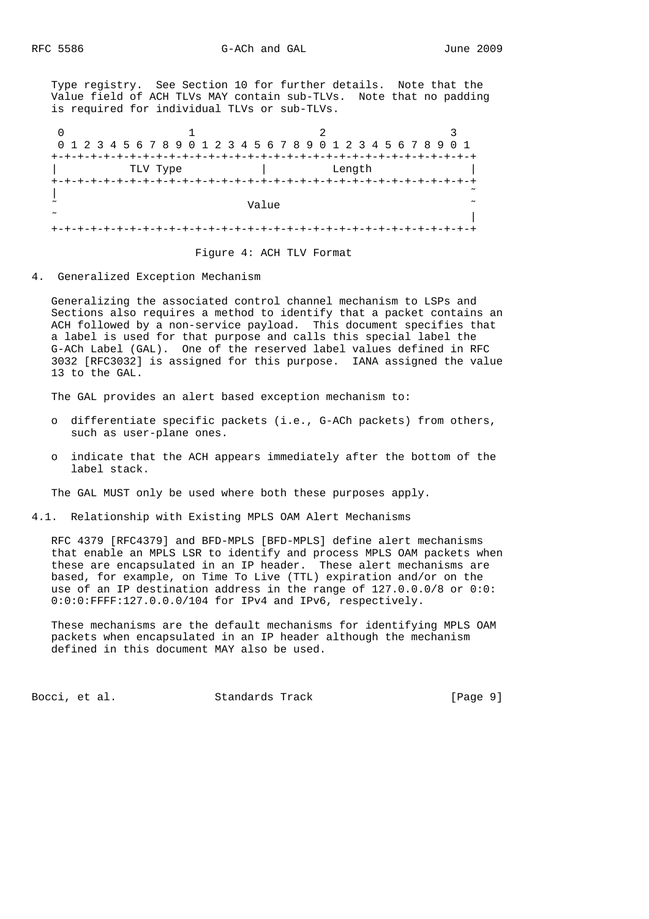Type registry. See Section 10 for further details. Note that the Value field of ACH TLVs MAY contain sub-TLVs. Note that no padding is required for individual TLVs or sub-TLVs.

```
 0                   1                   2                   3
 0 1 2 3 4 5 6 7 8 9 0 1 2 3 4 5 6 7 8 9 0 1 2 3 4 5 6 7 8 9 0 1
+-+-+-+-+-+-+-+-+-+-+-+-+-+-+-+-+-+-+-+-+-+-+-+-+-+-+-+-+-+-+-+-+
|           TLV Type            |          Length               |
+-+-+-+-+-+-+-+-+-+-+-+-+-+-+-+-+-+-+-+-+-+-+-+-+-+-+-+-+-+-+-+-+
|                                                               ~
~                             Value                             ~
~                                                               |
+-+-+-+-+-+-+-+-+-+-+-+-+-+-+-+-+-+-+-+-+-+-+-+-+-+-+-+-+-+-+-+-+
```

Figure 4: ACH TLV Format

## 4. Generalized Exception Mechanism

Generalizing the associated control channel mechanism to LSPs and Sections also requires a method to identify that a packet contains an ACH followed by a non-service payload. This document specifies that a label is used for that purpose and calls this special label the G-ACh Label (GAL). One of the reserved label values defined in RFC 3032 [RFC3032] is assigned for this purpose. IANA assigned the value 13 to the GAL.

The GAL provides an alert based exception mechanism to:

- differentiate specific packets (i.e., G-ACh packets) from others, such as user-plane ones.
- indicate that the ACH appears immediately after the bottom of the label stack.

The GAL MUST only be used where both these purposes apply.

### 4.1. Relationship with Existing MPLS OAM Alert Mechanisms

RFC 4379 [RFC4379] and BFD-MPLS [BFD-MPLS] define alert mechanisms that enable an MPLS LSR to identify and process MPLS OAM packets when these are encapsulated in an IP header. These alert mechanisms are based, for example, on Time To Live (TTL) expiration and/or on the use of an IP destination address in the range of 127.0.0.0/8 or 0:0:0:0:0:FFFF:127.0.0.0/104 for IPv4 and IPv6, respectively.

These mechanisms are the default mechanisms for identifying MPLS OAM packets when encapsulated in an IP header although the mechanism defined in this document MAY also be used.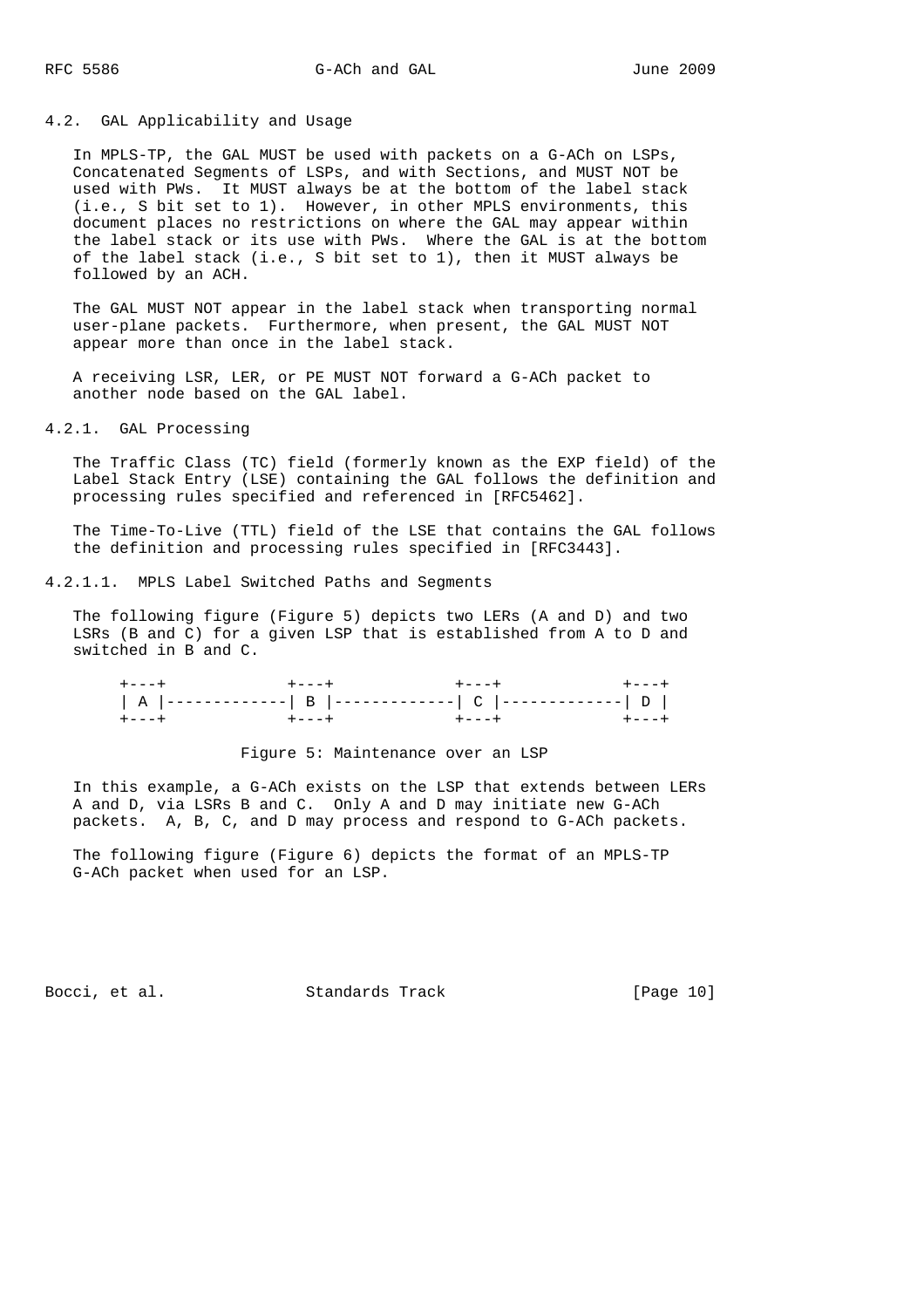### 4.2. GAL Applicability and Usage

In MPLS-TP, the GAL MUST be used with packets on a G-ACh on LSPs, Concatenated Segments of LSPs, and with Sections, and MUST NOT be used with PWs. It MUST always be at the bottom of the label stack (i.e., S bit set to 1). However, in other MPLS environments, this document places no restrictions on where the GAL may appear within the label stack or its use with PWs. Where the GAL is at the bottom of the label stack (i.e., S bit set to 1), then it MUST always be followed by an ACH.

The GAL MUST NOT appear in the label stack when transporting normal user-plane packets. Furthermore, when present, the GAL MUST NOT appear more than once in the label stack.

A receiving LSR, LER, or PE MUST NOT forward a G-ACh packet to another node based on the GAL label.

#### 4.2.1. GAL Processing

The Traffic Class (TC) field (formerly known as the EXP field) of the Label Stack Entry (LSE) containing the GAL follows the definition and processing rules specified and referenced in [RFC5462].

The Time-To-Live (TTL) field of the LSE that contains the GAL follows the definition and processing rules specified in [RFC3443].

##### 4.2.1.1. MPLS Label Switched Paths and Segments

The following figure (Figure 5) depicts two LERs (A and D) and two LSRs (B and C) for a given LSP that is established from A to D and switched in B and C.

```
      +---+             +---+             +---+             +---+
      | A |-------------| B |-------------| C |-------------| D |
      +---+             +---+             +---+             +---+
```

Figure 5: Maintenance over an LSP

In this example, a G-ACh exists on the LSP that extends between LERs A and D, via LSRs B and C. Only A and D may initiate new G-ACh packets. A, B, C, and D may process and respond to G-ACh packets.

The following figure (Figure 6) depicts the format of an MPLS-TP G-ACh packet when used for an LSP.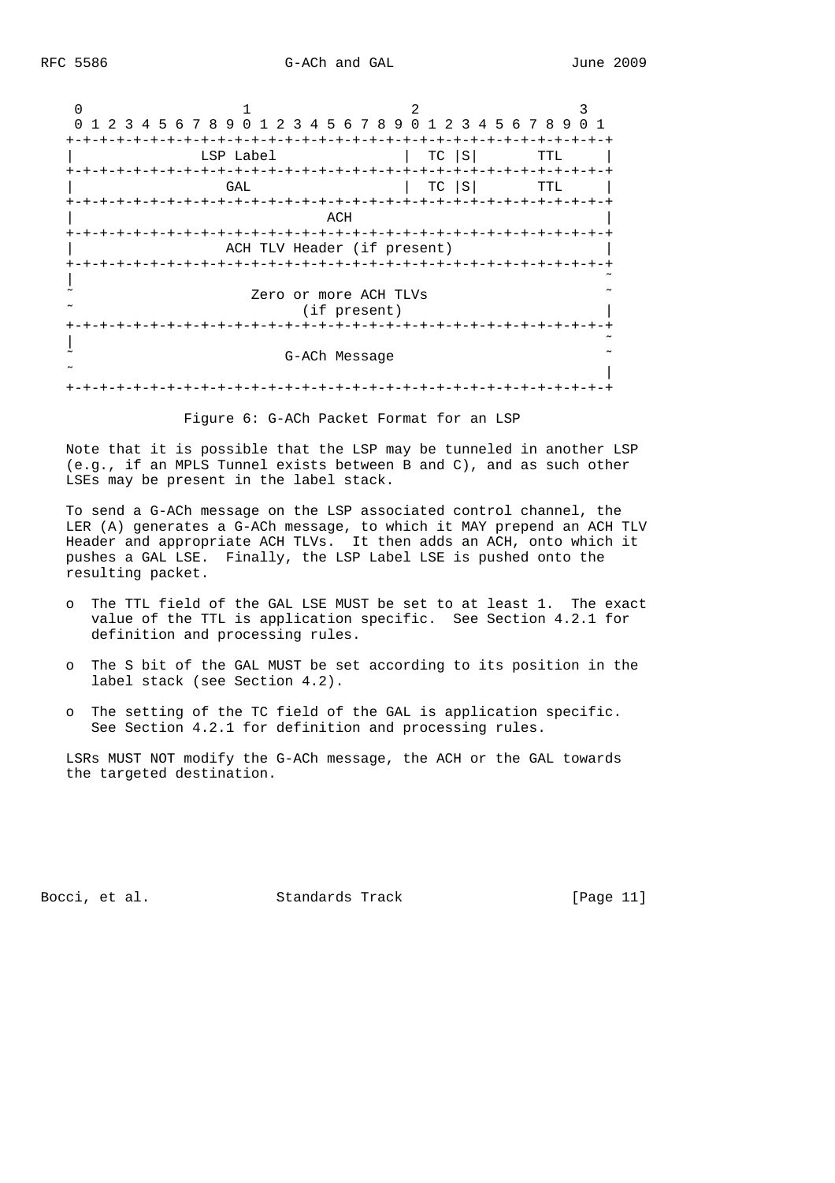```
 0                   1                   2                   3
 0 1 2 3 4 5 6 7 8 9 0 1 2 3 4 5 6 7 8 9 0 1 2 3 4 5 6 7 8 9 0 1
+-+-+-+-+-+-+-+-+-+-+-+-+-+-+-+-+-+-+-+-+-+-+-+-+-+-+-+-+-+-+-+-+
|                LSP Label              | TC  |S|       TTL     |
+-+-+-+-+-+-+-+-+-+-+-+-+-+-+-+-+-+-+-+-+-+-+-+-+-+-+-+-+-+-+-+-+
|                   GAL                 | TC  |S|       TTL     |
+-+-+-+-+-+-+-+-+-+-+-+-+-+-+-+-+-+-+-+-+-+-+-+-+-+-+-+-+-+-+-+-+
|                              ACH                              |
+-+-+-+-+-+-+-+-+-+-+-+-+-+-+-+-+-+-+-+-+-+-+-+-+-+-+-+-+-+-+-+-+
|                  ACH TLV Header (if present)                  |
+-+-+-+-+-+-+-+-+-+-+-+-+-+-+-+-+-+-+-+-+-+-+-+-+-+-+-+-+-+-+-+-+
|                                                               ~
~                     Zero or more ACH TLVs                     ~
~                          (if present)                         |
+-+-+-+-+-+-+-+-+-+-+-+-+-+-+-+-+-+-+-+-+-+-+-+-+-+-+-+-+-+-+-+-+
|                                                               ~
~                         G-ACh Message                         ~
~                                                               |
+-+-+-+-+-+-+-+-+-+-+-+-+-+-+-+-+-+-+-+-+-+-+-+-+-+-+-+-+-+-+-+-+
```

Figure 6: G-ACh Packet Format for an LSP

Note that it is possible that the LSP may be tunneled in another LSP (e.g., if an MPLS Tunnel exists between B and C), and as such other LSEs may be present in the label stack.

To send a G-ACh message on the LSP associated control channel, the LER (A) generates a G-ACh message, to which it MAY prepend an ACH TLV Header and appropriate ACH TLVs. It then adds an ACH, onto which it pushes a GAL LSE. Finally, the LSP Label LSE is pushed onto the resulting packet.

- o The TTL field of the GAL LSE MUST be set to at least 1. The exact value of the TTL is application specific. See Section 4.2.1 for definition and processing rules.

- o The S bit of the GAL MUST be set according to its position in the label stack (see Section 4.2).

- o The setting of the TC field of the GAL is application specific. See Section 4.2.1 for definition and processing rules.

LSRs MUST NOT modify the G-ACh message, the ACH or the GAL towards the targeted destination.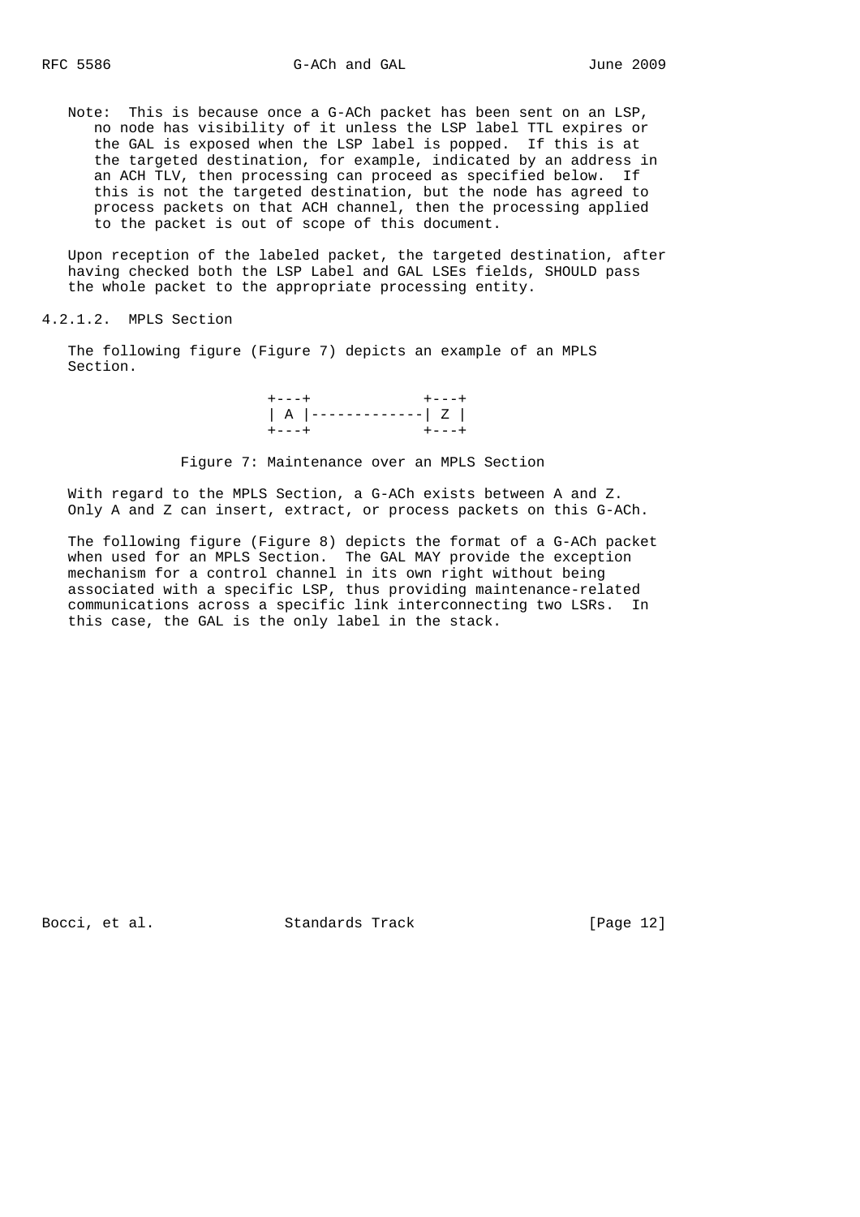Note: This is because once a G-ACh packet has been sent on an LSP, no node has visibility of it unless the LSP label TTL expires or the GAL is exposed when the LSP label is popped. If this is at the targeted destination, for example, indicated by an address in an ACH TLV, then processing can proceed as specified below. If this is not the targeted destination, but the node has agreed to process packets on that ACH channel, then the processing applied to the packet is out of scope of this document.

Upon reception of the labeled packet, the targeted destination, after having checked both the LSP Label and GAL LSEs fields, SHOULD pass the whole packet to the appropriate processing entity.

#### 4.2.1.2. MPLS Section

The following figure (Figure 7) depicts an example of an MPLS Section.

```
+---+             +---+
| A |-------------| Z |
+---+             +---+
```

Figure 7: Maintenance over an MPLS Section

With regard to the MPLS Section, a G-ACh exists between A and Z. Only A and Z can insert, extract, or process packets on this G-ACh.

The following figure (Figure 8) depicts the format of a G-ACh packet when used for an MPLS Section. The GAL MAY provide the exception mechanism for a control channel in its own right without being associated with a specific LSP, thus providing maintenance-related communications across a specific link interconnecting two LSRs. In this case, the GAL is the only label in the stack.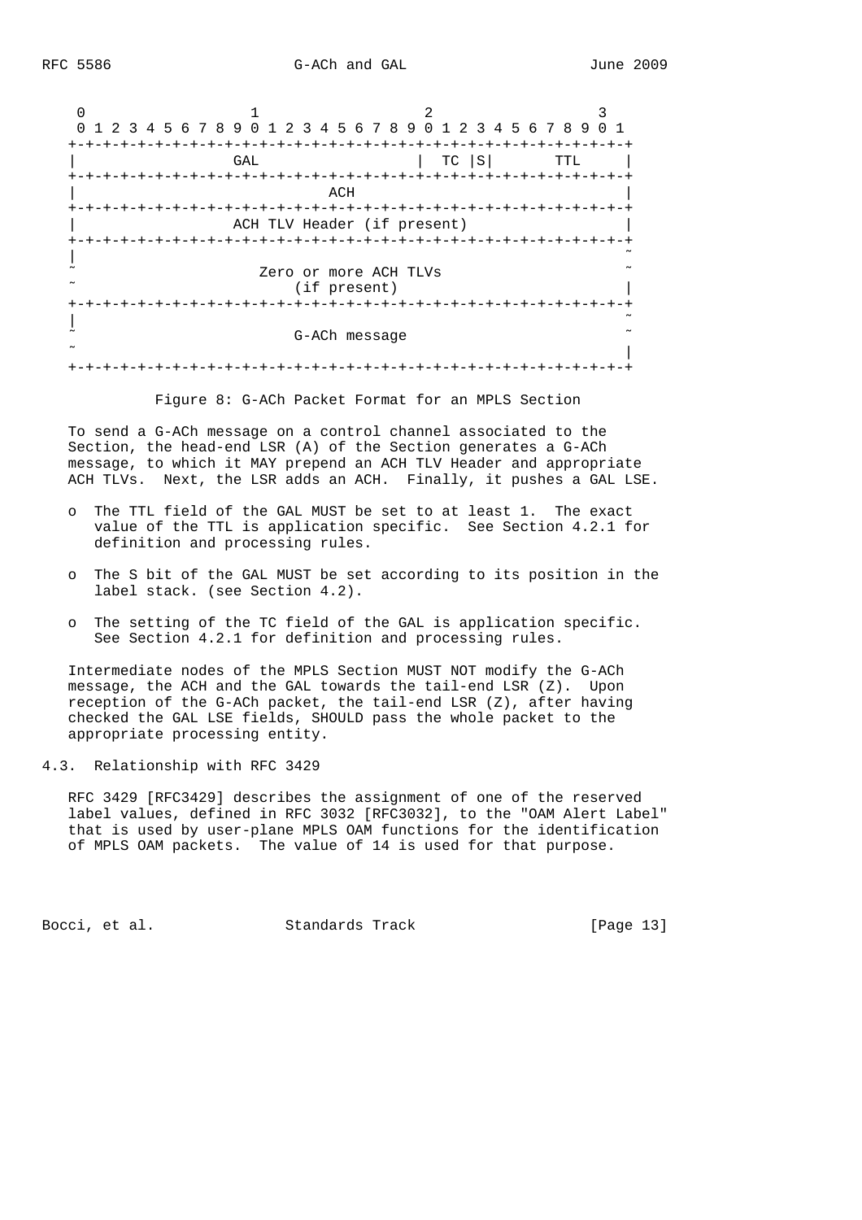```
 0                   1                   2                   3
 0 1 2 3 4 5 6 7 8 9 0 1 2 3 4 5 6 7 8 9 0 1 2 3 4 5 6 7 8 9 0 1
+-+-+-+-+-+-+-+-+-+-+-+-+-+-+-+-+-+-+-+-+-+-+-+-+-+-+-+-+-+-+-+-+
|                  GAL                  |  TC |S|      TTL      |
+-+-+-+-+-+-+-+-+-+-+-+-+-+-+-+-+-+-+-+-+-+-+-+-+-+-+-+-+-+-+-+-+
|                              ACH                              |
+-+-+-+-+-+-+-+-+-+-+-+-+-+-+-+-+-+-+-+-+-+-+-+-+-+-+-+-+-+-+-+-+
|                  ACH TLV Header (if present)                  |
+-+-+-+-+-+-+-+-+-+-+-+-+-+-+-+-+-+-+-+-+-+-+-+-+-+-+-+-+-+-+-+-+
|                                                               ~
~                    Zero or more ACH TLVs                      ~
~                         (if present)                          |
+-+-+-+-+-+-+-+-+-+-+-+-+-+-+-+-+-+-+-+-+-+-+-+-+-+-+-+-+-+-+-+-+
|                                                               ~
~                         G-ACh message                         ~
~                                                               |
+-+-+-+-+-+-+-+-+-+-+-+-+-+-+-+-+-+-+-+-+-+-+-+-+-+-+-+-+-+-+-+-+
```

Figure 8: G-ACh Packet Format for an MPLS Section

To send a G-ACh message on a control channel associated to the Section, the head-end LSR (A) of the Section generates a G-ACh message, to which it MAY prepend an ACH TLV Header and appropriate ACH TLVs. Next, the LSR adds an ACH. Finally, it pushes a GAL LSE.

- The TTL field of the GAL MUST be set to at least 1. The exact value of the TTL is application specific. See Section 4.2.1 for definition and processing rules.
- The S bit of the GAL MUST be set according to its position in the label stack. (see Section 4.2).
- The setting of the TC field of the GAL is application specific. See Section 4.2.1 for definition and processing rules.

Intermediate nodes of the MPLS Section MUST NOT modify the G-ACh message, the ACH and the GAL towards the tail-end LSR (Z). Upon reception of the G-ACh packet, the tail-end LSR (Z), after having checked the GAL LSE fields, SHOULD pass the whole packet to the appropriate processing entity.

## 4.3. Relationship with RFC 3429

RFC 3429 [RFC3429] describes the assignment of one of the reserved label values, defined in RFC 3032 [RFC3032], to the "OAM Alert Label" that is used by user-plane MPLS OAM functions for the identification of MPLS OAM packets. The value of 14 is used for that purpose.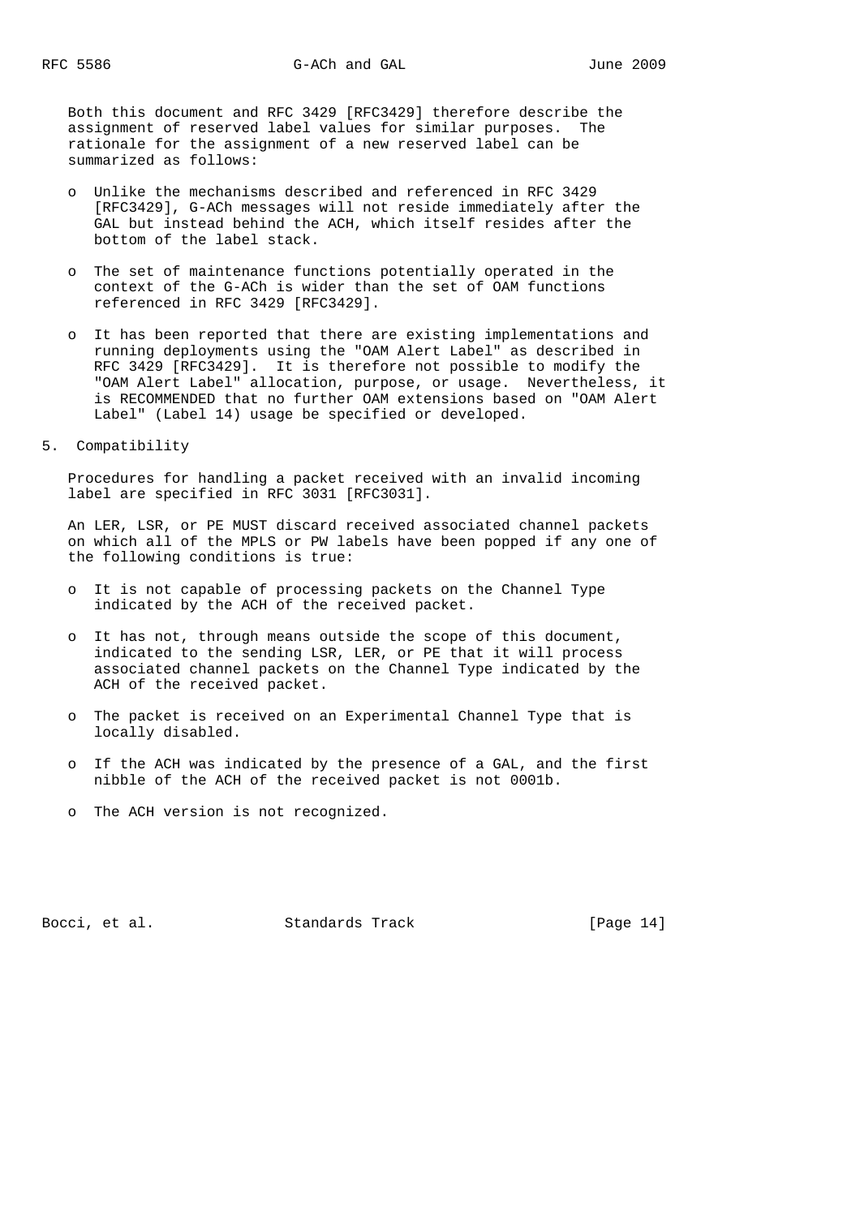Both this document and RFC 3429 [RFC3429] therefore describe the assignment of reserved label values for similar purposes. The rationale for the assignment of a new reserved label can be summarized as follows:

- Unlike the mechanisms described and referenced in RFC 3429 [RFC3429], G-ACh messages will not reside immediately after the GAL but instead behind the ACH, which itself resides after the bottom of the label stack.
- The set of maintenance functions potentially operated in the context of the G-ACh is wider than the set of OAM functions referenced in RFC 3429 [RFC3429].
- It has been reported that there are existing implementations and running deployments using the "OAM Alert Label" as described in RFC 3429 [RFC3429]. It is therefore not possible to modify the "OAM Alert Label" allocation, purpose, or usage. Nevertheless, it is RECOMMENDED that no further OAM extensions based on "OAM Alert Label" (Label 14) usage be specified or developed.

## 5. Compatibility

Procedures for handling a packet received with an invalid incoming label are specified in RFC 3031 [RFC3031].

An LER, LSR, or PE MUST discard received associated channel packets on which all of the MPLS or PW labels have been popped if any one of the following conditions is true:

- It is not capable of processing packets on the Channel Type indicated by the ACH of the received packet.
- It has not, through means outside the scope of this document, indicated to the sending LSR, LER, or PE that it will process associated channel packets on the Channel Type indicated by the ACH of the received packet.
- The packet is received on an Experimental Channel Type that is locally disabled.
- If the ACH was indicated by the presence of a GAL, and the first nibble of the ACH of the received packet is not 0001b.
- The ACH version is not recognized.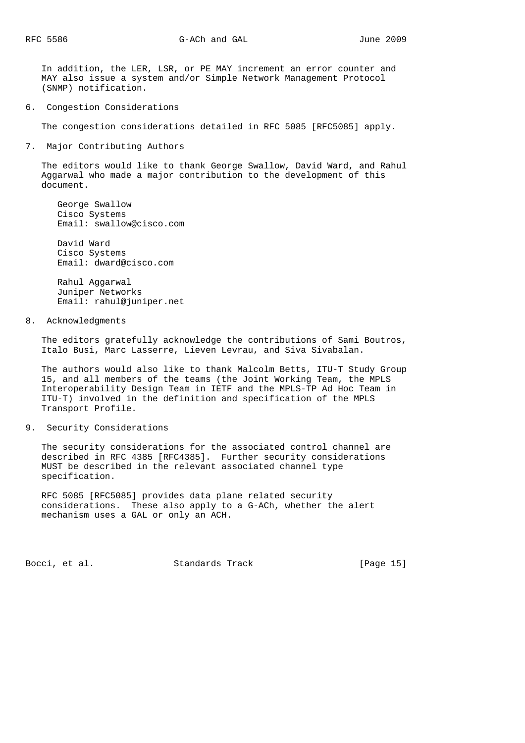In addition, the LER, LSR, or PE MAY increment an error counter and MAY also issue a system and/or Simple Network Management Protocol (SNMP) notification.

## 6. Congestion Considerations

The congestion considerations detailed in RFC 5085 [RFC5085] apply.

## 7. Major Contributing Authors

The editors would like to thank George Swallow, David Ward, and Rahul Aggarwal who made a major contribution to the development of this document.

George Swallow
Cisco Systems
Email: swallow@cisco.com

David Ward
Cisco Systems
Email: dward@cisco.com

Rahul Aggarwal
Juniper Networks
Email: rahul@juniper.net

## 8. Acknowledgments

The editors gratefully acknowledge the contributions of Sami Boutros, Italo Busi, Marc Lasserre, Lieven Levrau, and Siva Sivabalan.

The authors would also like to thank Malcolm Betts, ITU-T Study Group 15, and all members of the teams (the Joint Working Team, the MPLS Interoperability Design Team in IETF and the MPLS-TP Ad Hoc Team in ITU-T) involved in the definition and specification of the MPLS Transport Profile.

## 9. Security Considerations

The security considerations for the associated control channel are described in RFC 4385 [RFC4385]. Further security considerations MUST be described in the relevant associated channel type specification.

RFC 5085 [RFC5085] provides data plane related security considerations. These also apply to a G-ACh, whether the alert mechanism uses a GAL or only an ACH.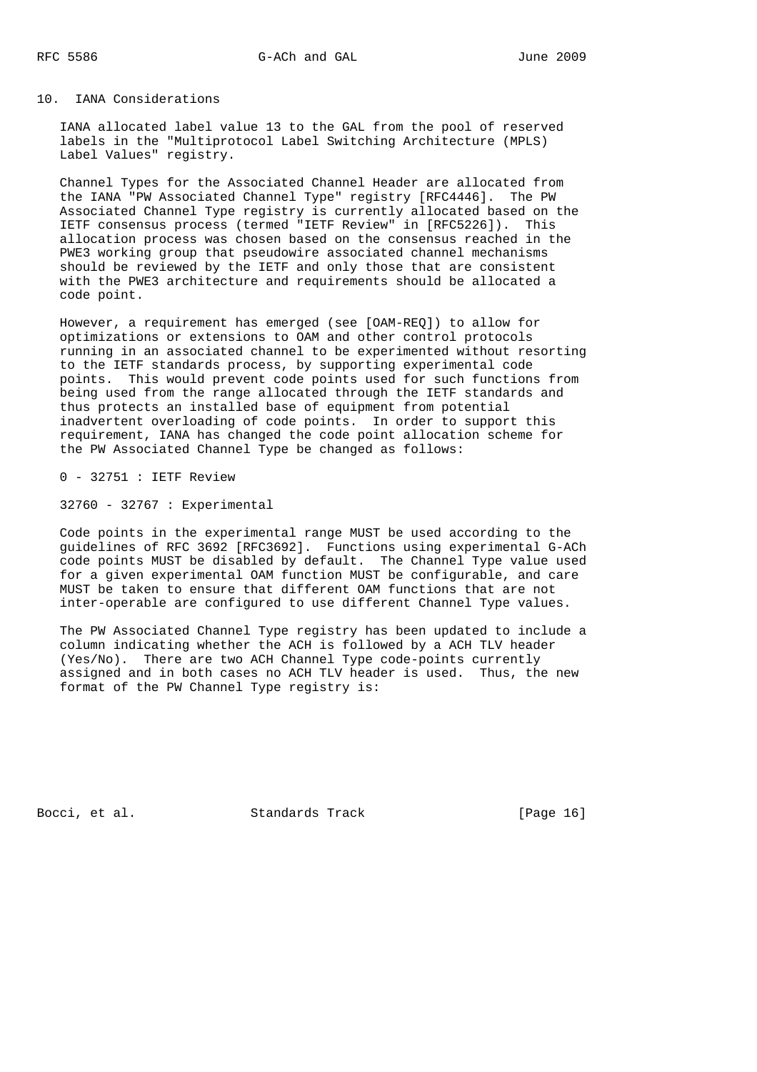## 10. IANA Considerations

IANA allocated label value 13 to the GAL from the pool of reserved labels in the "Multiprotocol Label Switching Architecture (MPLS) Label Values" registry.

Channel Types for the Associated Channel Header are allocated from the IANA "PW Associated Channel Type" registry [RFC4446]. The PW Associated Channel Type registry is currently allocated based on the IETF consensus process (termed "IETF Review" in [RFC5226]). This allocation process was chosen based on the consensus reached in the PWE3 working group that pseudowire associated channel mechanisms should be reviewed by the IETF and only those that are consistent with the PWE3 architecture and requirements should be allocated a code point.

However, a requirement has emerged (see [OAM-REQ]) to allow for optimizations or extensions to OAM and other control protocols running in an associated channel to be experimented without resorting to the IETF standards process, by supporting experimental code points. This would prevent code points used for such functions from being used from the range allocated through the IETF standards and thus protects an installed base of equipment from potential inadvertent overloading of code points. In order to support this requirement, IANA has changed the code point allocation scheme for the PW Associated Channel Type be changed as follows:

0 - 32751 : IETF Review

32760 - 32767 : Experimental

Code points in the experimental range MUST be used according to the guidelines of RFC 3692 [RFC3692]. Functions using experimental G-ACh code points MUST be disabled by default. The Channel Type value used for a given experimental OAM function MUST be configurable, and care MUST be taken to ensure that different OAM functions that are not inter-operable are configured to use different Channel Type values.

The PW Associated Channel Type registry has been updated to include a column indicating whether the ACH is followed by a ACH TLV header (Yes/No). There are two ACH Channel Type code-points currently assigned and in both cases no ACH TLV header is used. Thus, the new format of the PW Channel Type registry is: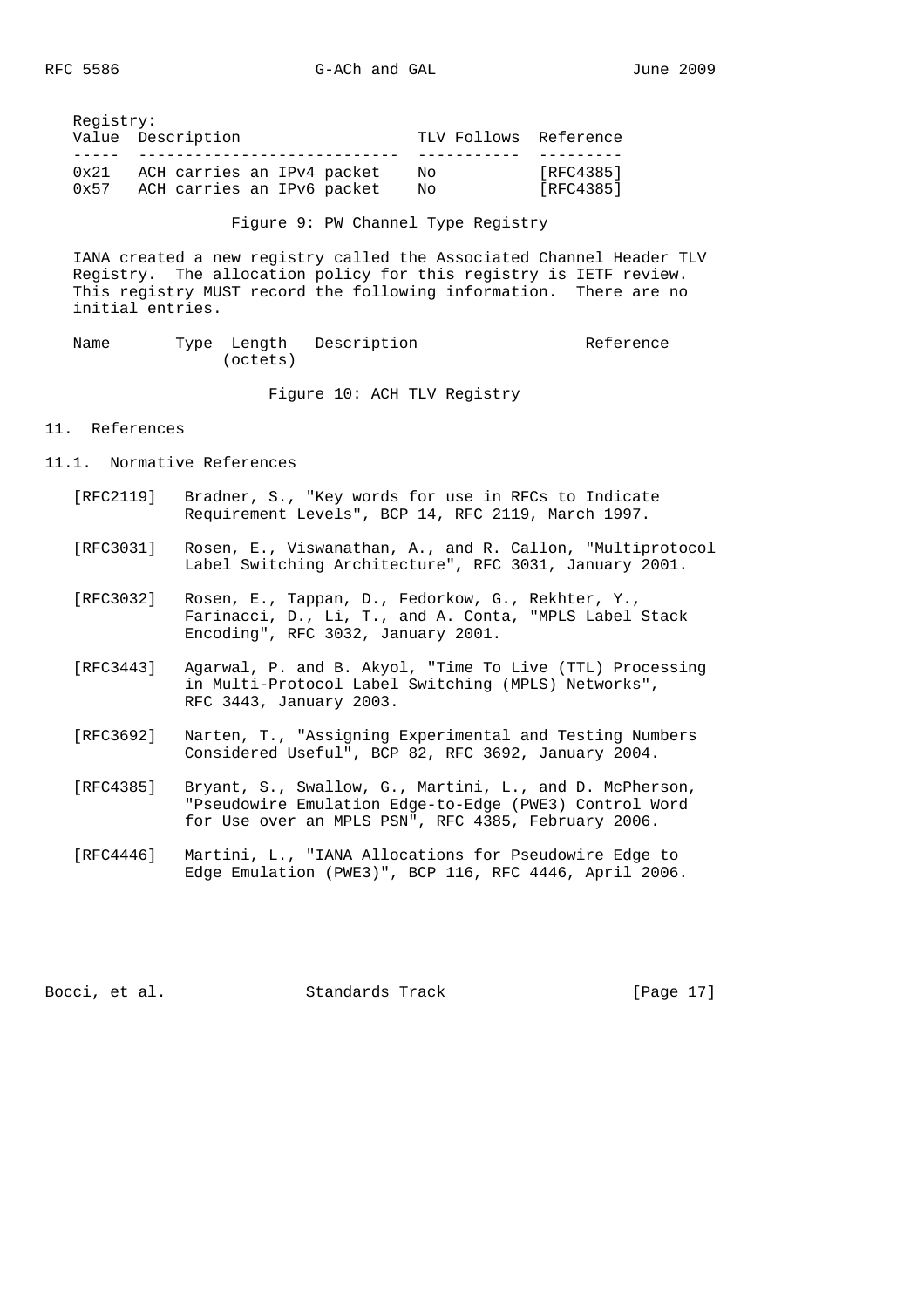Registry:

| Value | Description | TLV Follows | Reference |
|---|---|---|---|
| 0x21 | ACH carries an IPv4 packet | No | [RFC4385] |
| 0x57 | ACH carries an IPv6 packet | No | [RFC4385] |

Figure 9: PW Channel Type Registry

IANA created a new registry called the Associated Channel Header TLV Registry. The allocation policy for this registry is IETF review. This registry MUST record the following information. There are no initial entries.

| Name | Type | Length (octets) | Description | Reference |
|---|---|---|---|---|

Figure 10: ACH TLV Registry

## 11. References

### 11.1. Normative References

[RFC2119] Bradner, S., "Key words for use in RFCs to Indicate Requirement Levels", BCP 14, RFC 2119, March 1997.

[RFC3031] Rosen, E., Viswanathan, A., and R. Callon, "Multiprotocol Label Switching Architecture", RFC 3031, January 2001.

[RFC3032] Rosen, E., Tappan, D., Fedorkow, G., Rekhter, Y., Farinacci, D., Li, T., and A. Conta, "MPLS Label Stack Encoding", RFC 3032, January 2001.

[RFC3443] Agarwal, P. and B. Akyol, "Time To Live (TTL) Processing in Multi-Protocol Label Switching (MPLS) Networks", RFC 3443, January 2003.

[RFC3692] Narten, T., "Assigning Experimental and Testing Numbers Considered Useful", BCP 82, RFC 3692, January 2004.

[RFC4385] Bryant, S., Swallow, G., Martini, L., and D. McPherson, "Pseudowire Emulation Edge-to-Edge (PWE3) Control Word for Use over an MPLS PSN", RFC 4385, February 2006.

[RFC4446] Martini, L., "IANA Allocations for Pseudowire Edge to Edge Emulation (PWE3)", BCP 116, RFC 4446, April 2006.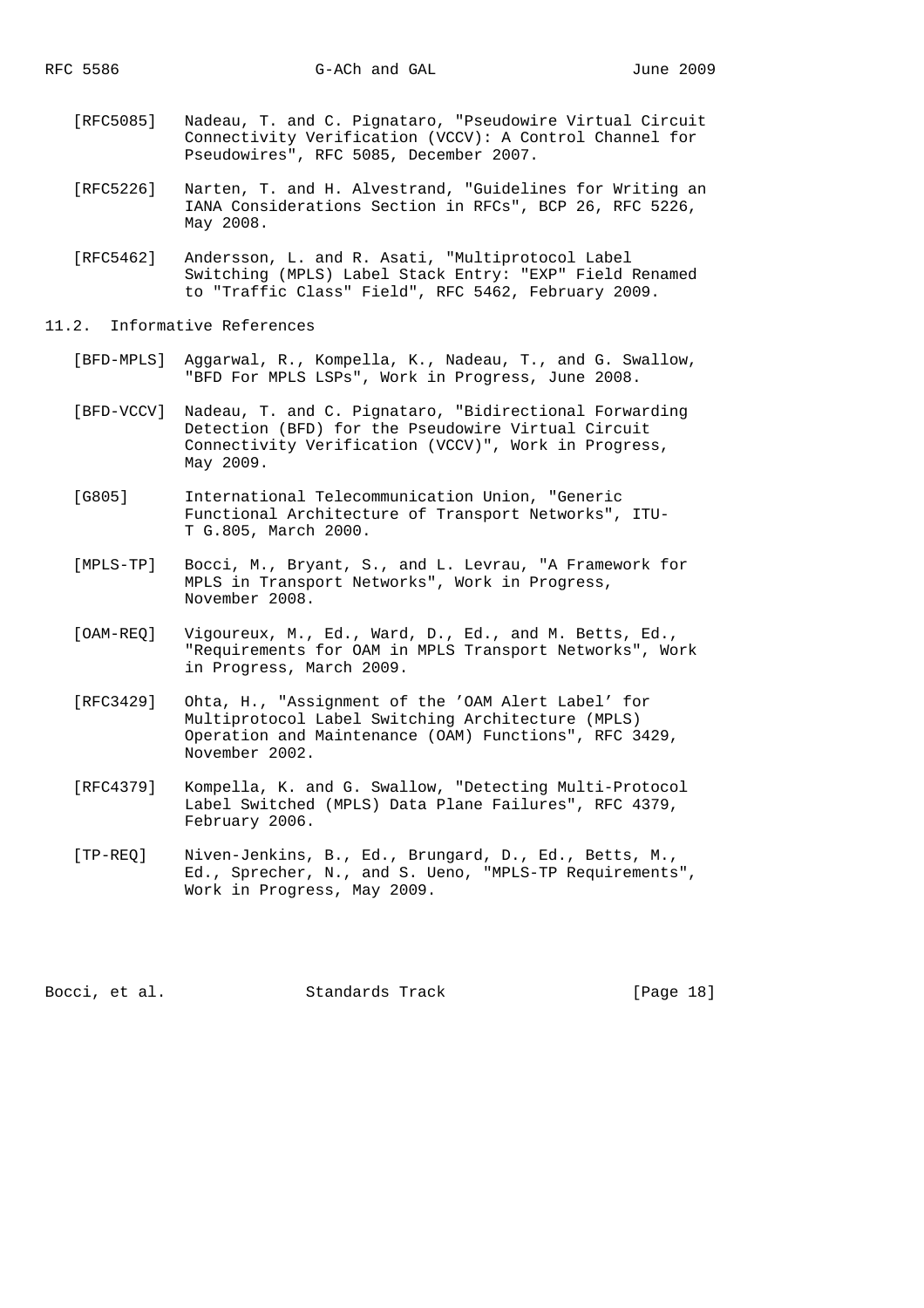[RFC5085] Nadeau, T. and C. Pignataro, "Pseudowire Virtual Circuit Connectivity Verification (VCCV): A Control Channel for Pseudowires", RFC 5085, December 2007.

[RFC5226] Narten, T. and H. Alvestrand, "Guidelines for Writing an IANA Considerations Section in RFCs", BCP 26, RFC 5226, May 2008.

[RFC5462] Andersson, L. and R. Asati, "Multiprotocol Label Switching (MPLS) Label Stack Entry: "EXP" Field Renamed to "Traffic Class" Field", RFC 5462, February 2009.

## 11.2. Informative References

[BFD-MPLS] Aggarwal, R., Kompella, K., Nadeau, T., and G. Swallow, "BFD For MPLS LSPs", Work in Progress, June 2008.

[BFD-VCCV] Nadeau, T. and C. Pignataro, "Bidirectional Forwarding Detection (BFD) for the Pseudowire Virtual Circuit Connectivity Verification (VCCV)", Work in Progress, May 2009.

[G805] International Telecommunication Union, "Generic Functional Architecture of Transport Networks", ITU-T G.805, March 2000.

[MPLS-TP] Bocci, M., Bryant, S., and L. Levrau, "A Framework for MPLS in Transport Networks", Work in Progress, November 2008.

[OAM-REQ] Vigoureux, M., Ed., Ward, D., Ed., and M. Betts, Ed., "Requirements for OAM in MPLS Transport Networks", Work in Progress, March 2009.

[RFC3429] Ohta, H., "Assignment of the 'OAM Alert Label' for Multiprotocol Label Switching Architecture (MPLS) Operation and Maintenance (OAM) Functions", RFC 3429, November 2002.

[RFC4379] Kompella, K. and G. Swallow, "Detecting Multi-Protocol Label Switched (MPLS) Data Plane Failures", RFC 4379, February 2006.

[TP-REQ] Niven-Jenkins, B., Ed., Brungard, D., Ed., Betts, M., Ed., Sprecher, N., and S. Ueno, "MPLS-TP Requirements", Work in Progress, May 2009.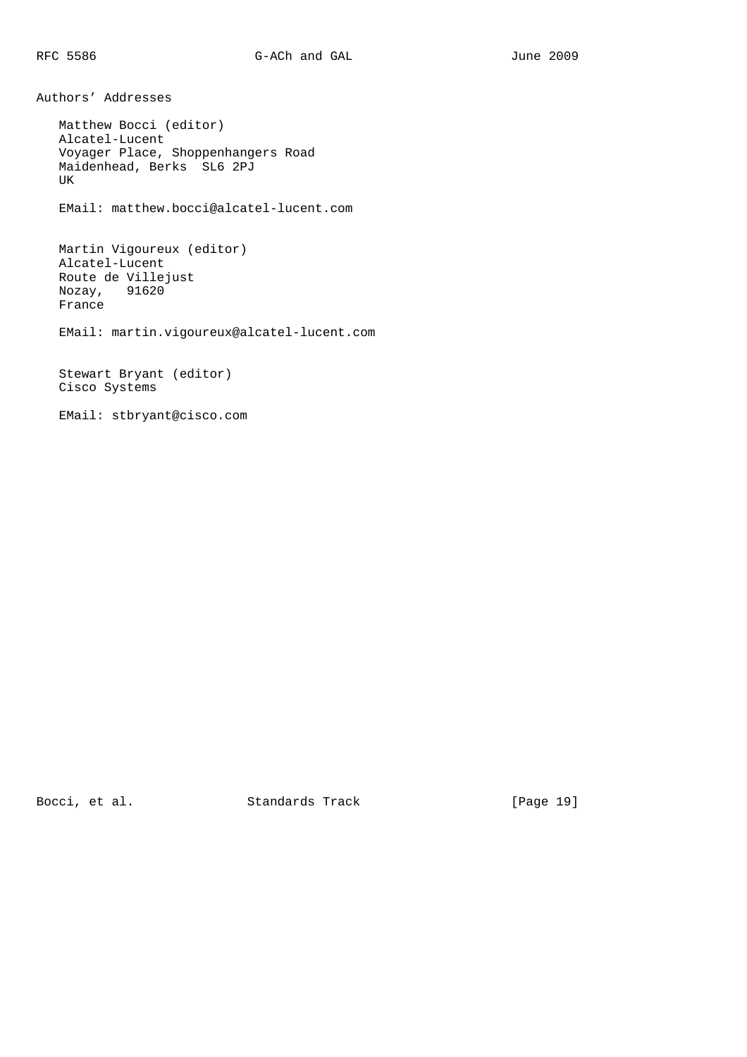# Authors' Addresses

Matthew Bocci (editor)
Alcatel-Lucent
Voyager Place, Shoppenhangers Road
Maidenhead, Berks SL6 2PJ
UK

EMail: matthew.bocci@alcatel-lucent.com

Martin Vigoureux (editor)
Alcatel-Lucent
Route de Villejust
Nozay, 91620
France

EMail: martin.vigoureux@alcatel-lucent.com

Stewart Bryant (editor)
Cisco Systems

EMail: stbryant@cisco.com